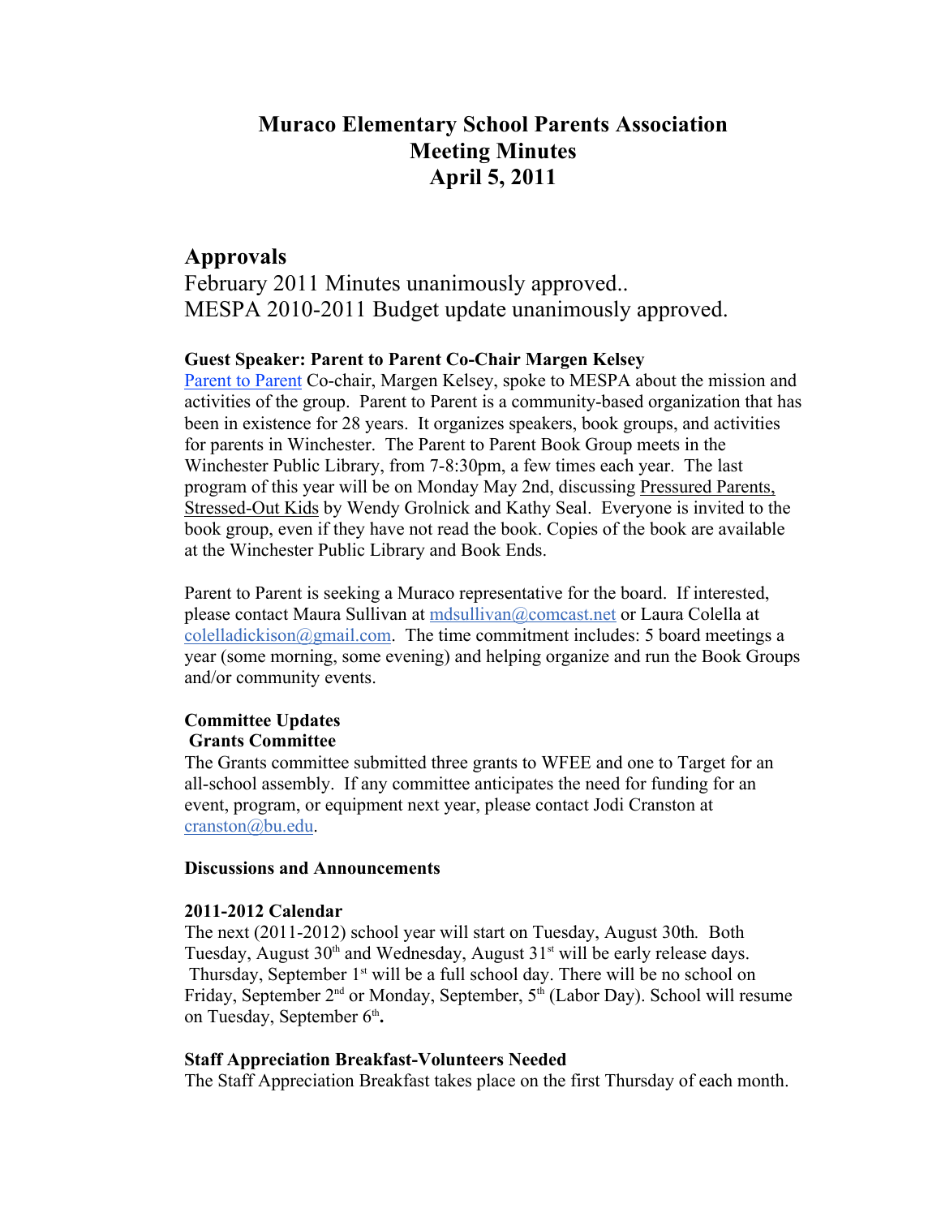# Muraco Elementary School Parents Association
# Meeting Minutes
# April 5, 2011

## Approvals

February 2011 Minutes unanimously approved..
MESPA 2010-2011 Budget update unanimously approved.

**Guest Speaker: Parent to Parent Co-Chair Margen Kelsey**

Parent to Parent Co-chair, Margen Kelsey, spoke to MESPA about the mission and activities of the group. Parent to Parent is a community-based organization that has been in existence for 28 years. It organizes speakers, book groups, and activities for parents in Winchester. The Parent to Parent Book Group meets in the Winchester Public Library, from 7-8:30pm, a few times each year. The last program of this year will be on Monday May 2nd, discussing Pressured Parents, Stressed-Out Kids by Wendy Grolnick and Kathy Seal. Everyone is invited to the book group, even if they have not read the book. Copies of the book are available at the Winchester Public Library and Book Ends.

Parent to Parent is seeking a Muraco representative for the board. If interested, please contact Maura Sullivan at mdsullivan@comcast.net or Laura Colella at colelladickison@gmail.com. The time commitment includes: 5 board meetings a year (some morning, some evening) and helping organize and run the Book Groups and/or community events.

**Committee Updates**

**Grants Committee**

The Grants committee submitted three grants to WFEE and one to Target for an all-school assembly. If any committee anticipates the need for funding for an event, program, or equipment next year, please contact Jodi Cranston at cranston@bu.edu.

**Discussions and Announcements**

**2011-2012 Calendar**

The next (2011-2012) school year will start on Tuesday, August 30th. Both Tuesday, August 30th and Wednesday, August 31st will be early release days. Thursday, September 1st will be a full school day. There will be no school on Friday, September 2nd or Monday, September, 5th (Labor Day). School will resume on Tuesday, September 6th.

**Staff Appreciation Breakfast-Volunteers Needed**

The Staff Appreciation Breakfast takes place on the first Thursday of each month.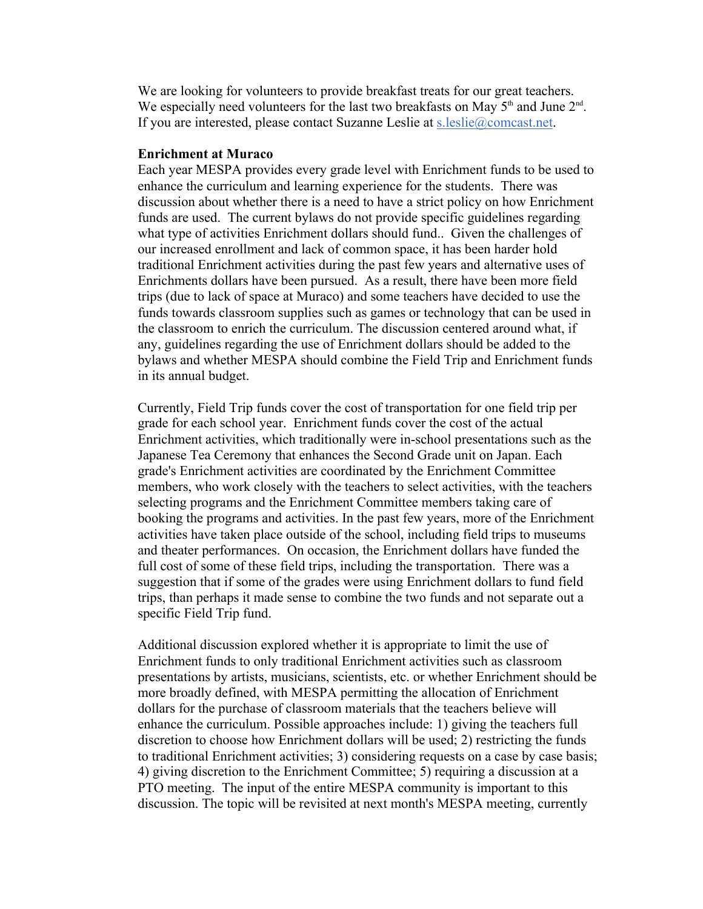We are looking for volunteers to provide breakfast treats for our great teachers. We especially need volunteers for the last two breakfasts on May 5th and June 2nd. If you are interested, please contact Suzanne Leslie at s.leslie@comcast.net.

**Enrichment at Muraco**

Each year MESPA provides every grade level with Enrichment funds to be used to enhance the curriculum and learning experience for the students. There was discussion about whether there is a need to have a strict policy on how Enrichment funds are used. The current bylaws do not provide specific guidelines regarding what type of activities Enrichment dollars should fund.. Given the challenges of our increased enrollment and lack of common space, it has been harder hold traditional Enrichment activities during the past few years and alternative uses of Enrichments dollars have been pursued. As a result, there have been more field trips (due to lack of space at Muraco) and some teachers have decided to use the funds towards classroom supplies such as games or technology that can be used in the classroom to enrich the curriculum. The discussion centered around what, if any, guidelines regarding the use of Enrichment dollars should be added to the bylaws and whether MESPA should combine the Field Trip and Enrichment funds in its annual budget.

Currently, Field Trip funds cover the cost of transportation for one field trip per grade for each school year. Enrichment funds cover the cost of the actual Enrichment activities, which traditionally were in-school presentations such as the Japanese Tea Ceremony that enhances the Second Grade unit on Japan. Each grade's Enrichment activities are coordinated by the Enrichment Committee members, who work closely with the teachers to select activities, with the teachers selecting programs and the Enrichment Committee members taking care of booking the programs and activities. In the past few years, more of the Enrichment activities have taken place outside of the school, including field trips to museums and theater performances. On occasion, the Enrichment dollars have funded the full cost of some of these field trips, including the transportation. There was a suggestion that if some of the grades were using Enrichment dollars to fund field trips, than perhaps it made sense to combine the two funds and not separate out a specific Field Trip fund.

Additional discussion explored whether it is appropriate to limit the use of Enrichment funds to only traditional Enrichment activities such as classroom presentations by artists, musicians, scientists, etc. or whether Enrichment should be more broadly defined, with MESPA permitting the allocation of Enrichment dollars for the purchase of classroom materials that the teachers believe will enhance the curriculum. Possible approaches include: 1) giving the teachers full discretion to choose how Enrichment dollars will be used; 2) restricting the funds to traditional Enrichment activities; 3) considering requests on a case by case basis; 4) giving discretion to the Enrichment Committee; 5) requiring a discussion at a PTO meeting. The input of the entire MESPA community is important to this discussion. The topic will be revisited at next month's MESPA meeting, currently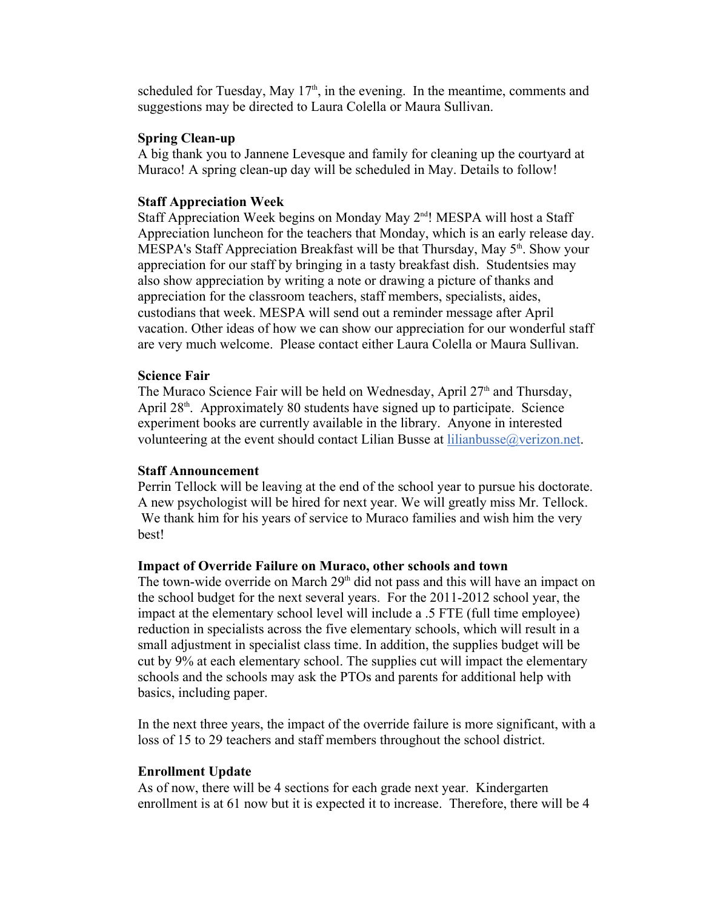scheduled for Tuesday, May 17th, in the evening. In the meantime, comments and suggestions may be directed to Laura Colella or Maura Sullivan.

**Spring Clean-up**

A big thank you to Jannene Levesque and family for cleaning up the courtyard at Muraco! A spring clean-up day will be scheduled in May. Details to follow!

**Staff Appreciation Week**

Staff Appreciation Week begins on Monday May 2nd! MESPA will host a Staff Appreciation luncheon for the teachers that Monday, which is an early release day. MESPA's Staff Appreciation Breakfast will be that Thursday, May 5th. Show your appreciation for our staff by bringing in a tasty breakfast dish. Studentsies may also show appreciation by writing a note or drawing a picture of thanks and appreciation for the classroom teachers, staff members, specialists, aides, custodians that week. MESPA will send out a reminder message after April vacation. Other ideas of how we can show our appreciation for our wonderful staff are very much welcome. Please contact either Laura Colella or Maura Sullivan.

**Science Fair**

The Muraco Science Fair will be held on Wednesday, April 27th and Thursday, April 28th. Approximately 80 students have signed up to participate. Science experiment books are currently available in the library. Anyone in interested volunteering at the event should contact Lilian Busse at lilianbusse@verizon.net.

**Staff Announcement**

Perrin Tellock will be leaving at the end of the school year to pursue his doctorate. A new psychologist will be hired for next year. We will greatly miss Mr. Tellock. We thank him for his years of service to Muraco families and wish him the very best!

**Impact of Override Failure on Muraco, other schools and town**

The town-wide override on March 29th did not pass and this will have an impact on the school budget for the next several years. For the 2011-2012 school year, the impact at the elementary school level will include a .5 FTE (full time employee) reduction in specialists across the five elementary schools, which will result in a small adjustment in specialist class time. In addition, the supplies budget will be cut by 9% at each elementary school. The supplies cut will impact the elementary schools and the schools may ask the PTOs and parents for additional help with basics, including paper.

In the next three years, the impact of the override failure is more significant, with a loss of 15 to 29 teachers and staff members throughout the school district.

**Enrollment Update**

As of now, there will be 4 sections for each grade next year. Kindergarten enrollment is at 61 now but it is expected it to increase. Therefore, there will be 4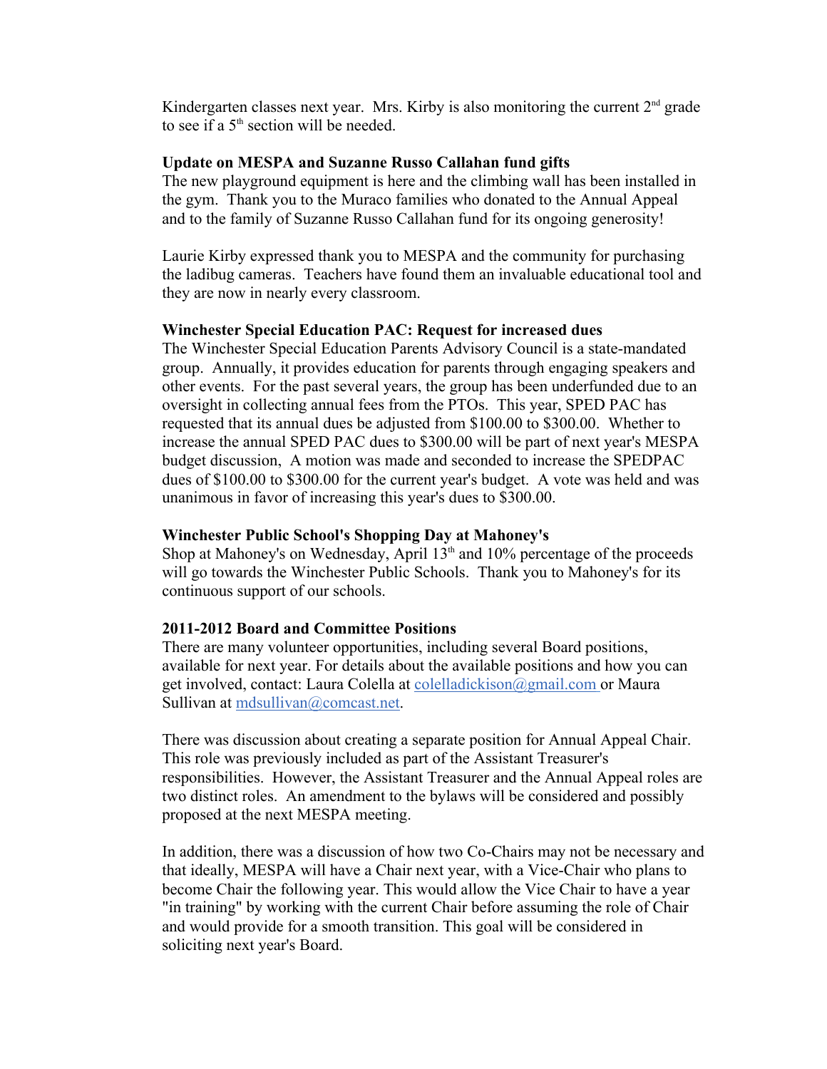Kindergarten classes next year. Mrs. Kirby is also monitoring the current 2nd grade to see if a 5th section will be needed.

**Update on MESPA and Suzanne Russo Callahan fund gifts**

The new playground equipment is here and the climbing wall has been installed in the gym. Thank you to the Muraco families who donated to the Annual Appeal and to the family of Suzanne Russo Callahan fund for its ongoing generosity!

Laurie Kirby expressed thank you to MESPA and the community for purchasing the ladibug cameras. Teachers have found them an invaluable educational tool and they are now in nearly every classroom.

**Winchester Special Education PAC: Request for increased dues**

The Winchester Special Education Parents Advisory Council is a state-mandated group. Annually, it provides education for parents through engaging speakers and other events. For the past several years, the group has been underfunded due to an oversight in collecting annual fees from the PTOs. This year, SPED PAC has requested that its annual dues be adjusted from $100.00 to $300.00. Whether to increase the annual SPED PAC dues to $300.00 will be part of next year's MESPA budget discussion, A motion was made and seconded to increase the SPEDPAC dues of $100.00 to $300.00 for the current year's budget. A vote was held and was unanimous in favor of increasing this year's dues to $300.00.

**Winchester Public School's Shopping Day at Mahoney's**

Shop at Mahoney's on Wednesday, April 13th and 10% percentage of the proceeds will go towards the Winchester Public Schools. Thank you to Mahoney's for its continuous support of our schools.

**2011-2012 Board and Committee Positions**

There are many volunteer opportunities, including several Board positions, available for next year. For details about the available positions and how you can get involved, contact: Laura Colella at colelladickison@gmail.com or Maura Sullivan at mdsullivan@comcast.net.

There was discussion about creating a separate position for Annual Appeal Chair. This role was previously included as part of the Assistant Treasurer's responsibilities. However, the Assistant Treasurer and the Annual Appeal roles are two distinct roles. An amendment to the bylaws will be considered and possibly proposed at the next MESPA meeting.

In addition, there was a discussion of how two Co-Chairs may not be necessary and that ideally, MESPA will have a Chair next year, with a Vice-Chair who plans to become Chair the following year. This would allow the Vice Chair to have a year "in training" by working with the current Chair before assuming the role of Chair and would provide for a smooth transition. This goal will be considered in soliciting next year's Board.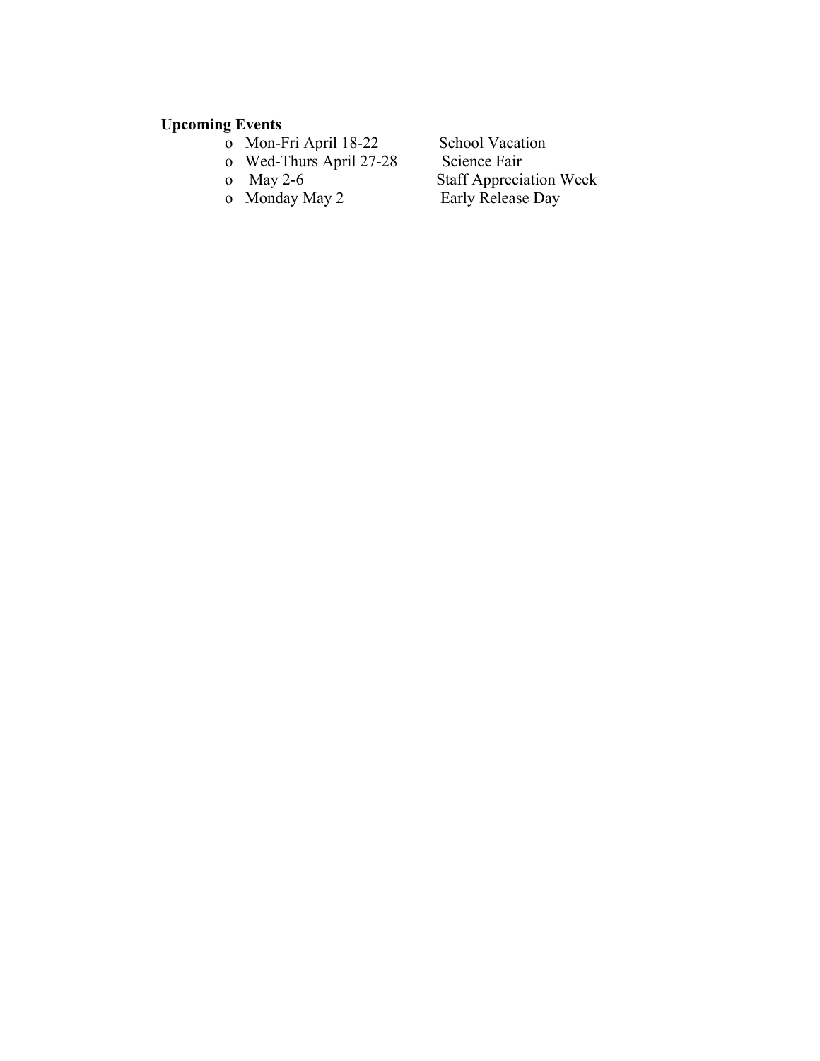**Upcoming Events**

- Mon-Fri April 18-22 School Vacation
- Wed-Thurs April 27-28 Science Fair
- May 2-6 Staff Appreciation Week
- Monday May 2 Early Release Day